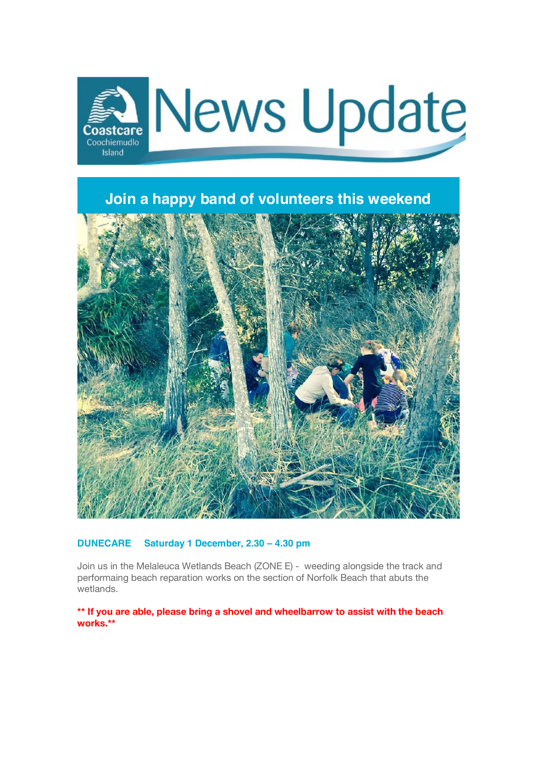# News Update

Coastcare Coochiemudlo Island

## Join a happy band of volunteers this weekend

**DUNECARE Saturday 1 December, 2.30 – 4.30 pm**

Join us in the Melaleuca Wetlands Beach (ZONE E) - weeding alongside the track and performaing beach reparation works on the section of Norfolk Beach that abuts the wetlands.

**** If you are able, please bring a shovel and wheelbarrow to assist with the beach works.****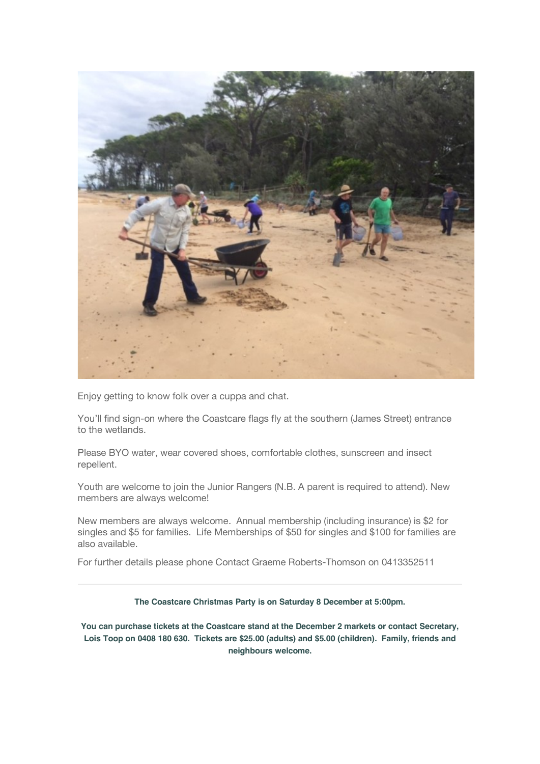Enjoy getting to know folk over a cuppa and chat.

You'll find sign-on where the Coastcare flags fly at the southern (James Street) entrance to the wetlands.

Please BYO water, wear covered shoes, comfortable clothes, sunscreen and insect repellent.

Youth are welcome to join the Junior Rangers (N.B. A parent is required to attend). New members are always welcome!

New members are always welcome. Annual membership (including insurance) is $2 for singles and $5 for families. Life Memberships of $50 for singles and $100 for families are also available.

For further details please phone Contact Graeme Roberts-Thomson on 0413352511

---

**The Coastcare Christmas Party is on Saturday 8 December at 5:00pm.**

**You can purchase tickets at the Coastcare stand at the December 2 markets or contact Secretary, Lois Toop on 0408 180 630. Tickets are $25.00 (adults) and $5.00 (children). Family, friends and neighbours welcome.**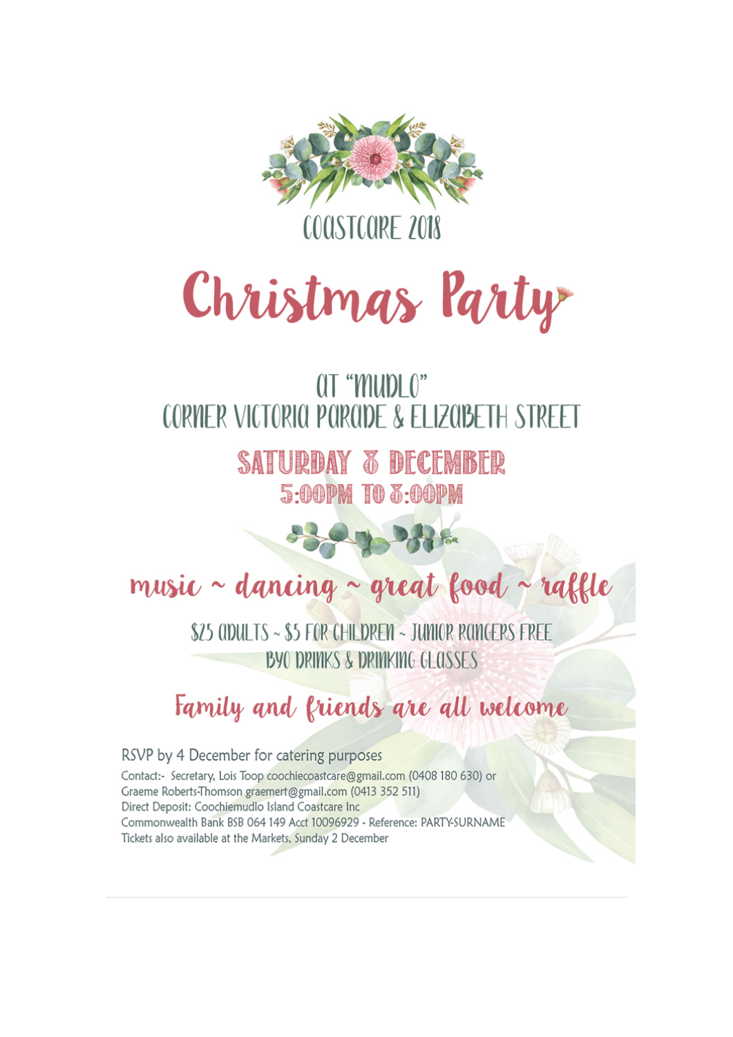COASTCARE 2018

# Christmas Party

AT "MUDLO"
CORNER VICTORIA PARADE & ELIZABETH STREET

**SATURDAY 8 DECEMBER**
**5:00PM TO 8:00PM**

## music ~ dancing ~ great food ~ raffle

$25 ADULTS ~ $5 FOR CHILDREN ~ JUNIOR RANGERS FREE
BYO DRINKS & DRINKING GLASSES

## Family and friends are all welcome

RSVP by 4 December for catering purposes

Contact:- Secretary, Lois Toop coochiecoastcare@gmail.com (0408 180 630) or
Graeme Roberts-Thomson graemert@gmail.com (0413 352 511)
Direct Deposit: Coochiemudlo Island Coastcare Inc
Commonwealth Bank BSB 064 149 Acct 10096929 - Reference: PARTY-SURNAME
Tickets also available at the Markets, Sunday 2 December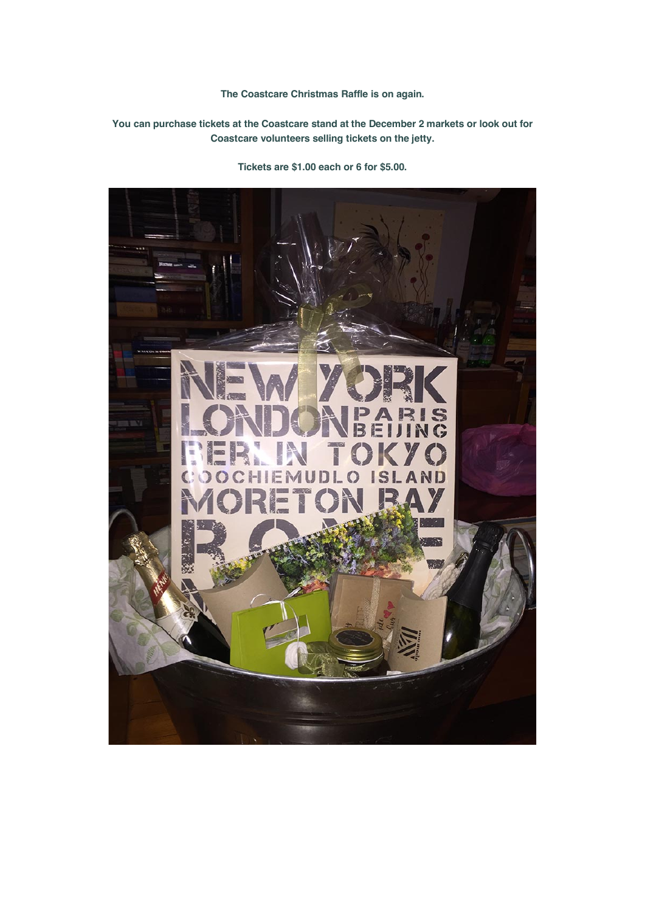**The Coastcare Christmas Raffle is on again.**

**You can purchase tickets at the Coastcare stand at the December 2 markets or look out for Coastcare volunteers selling tickets on the jetty.**

**Tickets are $1.00 each or 6 for $5.00.**